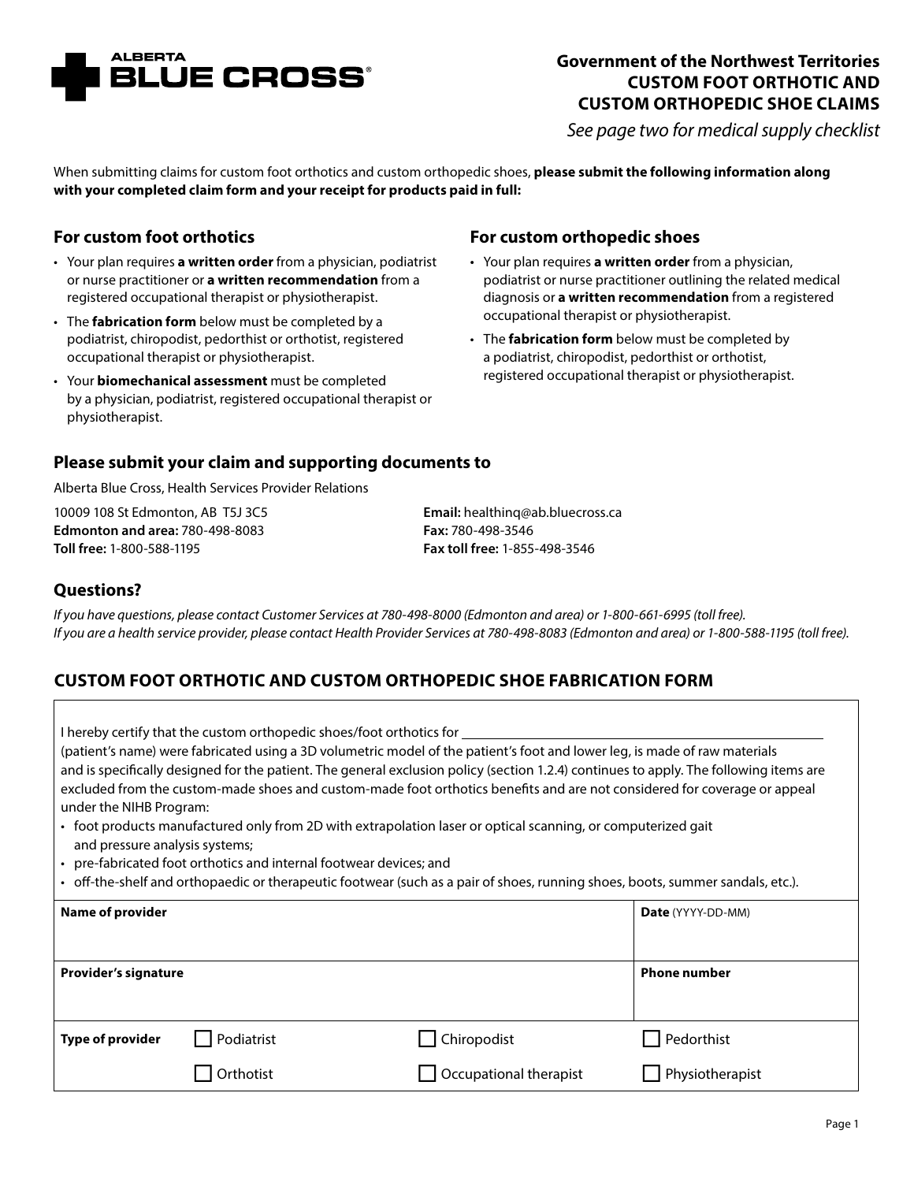ALBERTA BLUE CROSS®

**Government of the Northwest Territories**
**CUSTOM FOOT ORTHOTIC AND CUSTOM ORTHOPEDIC SHOE CLAIMS**

*See page two for medical supply checklist*

When submitting claims for custom foot orthotics and custom orthopedic shoes, **please submit the following information along with your completed claim form and your receipt for products paid in full:**

### For custom foot orthotics

- Your plan requires **a written order** from a physician, podiatrist or nurse practitioner or **a written recommendation** from a registered occupational therapist or physiotherapist.
- The **fabrication form** below must be completed by a podiatrist, chiropodist, pedorthist or orthotist, registered occupational therapist or physiotherapist.
- Your **biomechanical assessment** must be completed by a physician, podiatrist, registered occupational therapist or physiotherapist.

### For custom orthopedic shoes

- Your plan requires **a written order** from a physician, podiatrist or nurse practitioner outlining the related medical diagnosis or **a written recommendation** from a registered occupational therapist or physiotherapist.
- The **fabrication form** below must be completed by a podiatrist, chiropodist, pedorthist or orthotist, registered occupational therapist or physiotherapist.

### Please submit your claim and supporting documents to

Alberta Blue Cross, Health Services Provider Relations

10009 108 St Edmonton, AB T5J 3C5
**Edmonton and area:** 780-498-8083
**Toll free:** 1-800-588-1195

**Email:** healthinq@ab.bluecross.ca
**Fax:** 780-498-3546
**Fax toll free:** 1-855-498-3546

### Questions?

*If you have questions, please contact Customer Services at 780-498-8000 (Edmonton and area) or 1-800-661-6995 (toll free).*
*If you are a health service provider, please contact Health Provider Services at 780-498-8083 (Edmonton and area) or 1-800-588-1195 (toll free).*

## CUSTOM FOOT ORTHOTIC AND CUSTOM ORTHOPEDIC SHOE FABRICATION FORM

I hereby certify that the custom orthopedic shoes/foot orthotics for ______________________________ (patient's name) were fabricated using a 3D volumetric model of the patient's foot and lower leg, is made of raw materials and is specifically designed for the patient. The general exclusion policy (section 1.2.4) continues to apply. The following items are excluded from the custom-made shoes and custom-made foot orthotics benefits and are not considered for coverage or appeal under the NIHB Program:

- foot products manufactured only from 2D with extrapolation laser or optical scanning, or computerized gait and pressure analysis systems;
- pre-fabricated foot orthotics and internal footwear devices; and
- off-the-shelf and orthopaedic or therapeutic footwear (such as a pair of shoes, running shoes, boots, summer sandals, etc.).

| **Name of provider** | | | **Date** (YYYY-DD-MM) |
|---|---|---|---|
| **Provider's signature** | | | **Phone number** |
| **Type of provider** | ☐ Podiatrist | ☐ Chiropodist | ☐ Pedorthist |
| | ☐ Orthotist | ☐ Occupational therapist | ☐ Physiotherapist |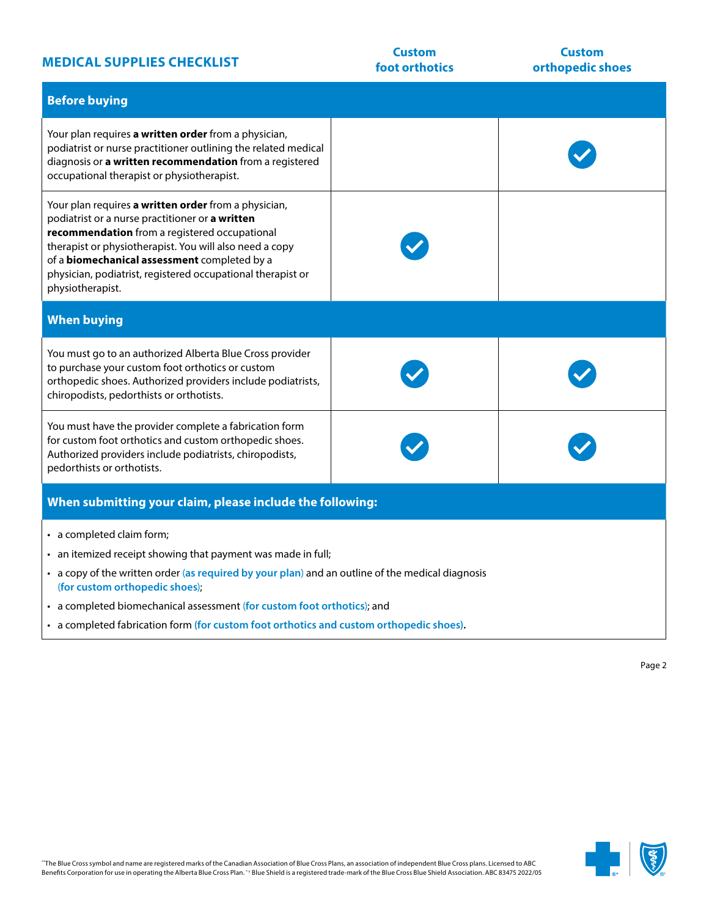## MEDICAL SUPPLIES CHECKLIST

| | Custom foot orthotics | Custom orthopedic shoes |
|---|---|---|
| **Before buying** | | |
| Your plan requires **a written order** from a physician, podiatrist or nurse practitioner outlining the related medical diagnosis or **a written recommendation** from a registered occupational therapist or physiotherapist. | | ✓ |
| Your plan requires **a written order** from a physician, podiatrist or a nurse practitioner or **a written recommendation** from a registered occupational therapist or physiotherapist. You will also need a copy of a **biomechanical assessment** completed by a physician, podiatrist, registered occupational therapist or physiotherapist. | ✓ | |
| **When buying** | | |
| You must go to an authorized Alberta Blue Cross provider to purchase your custom foot orthotics or custom orthopedic shoes. Authorized providers include podiatrists, chiropodists, pedorthists or orthotists. | ✓ | ✓ |
| You must have the provider complete a fabrication form for custom foot orthotics and custom orthopedic shoes. Authorized providers include podiatrists, chiropodists, pedorthists or orthotists. | ✓ | ✓ |

### When submitting your claim, please include the following:

- a completed claim form;
- an itemized receipt showing that payment was made in full;
- a copy of the written order (as required by your plan) and an outline of the medical diagnosis (for custom orthopedic shoes);
- a completed biomechanical assessment (for custom foot orthotics); and
- a completed fabrication form (for custom foot orthotics and custom orthopedic shoes).

®*The Blue Cross symbol and name are registered marks of the Canadian Association of Blue Cross Plans, an association of independent Blue Cross plans. Licensed to ABC Benefits Corporation for use in operating the Alberta Blue Cross Plan. ®† Blue Shield is a registered trade-mark of the Blue Cross Blue Shield Association. ABC 83475 2022/05